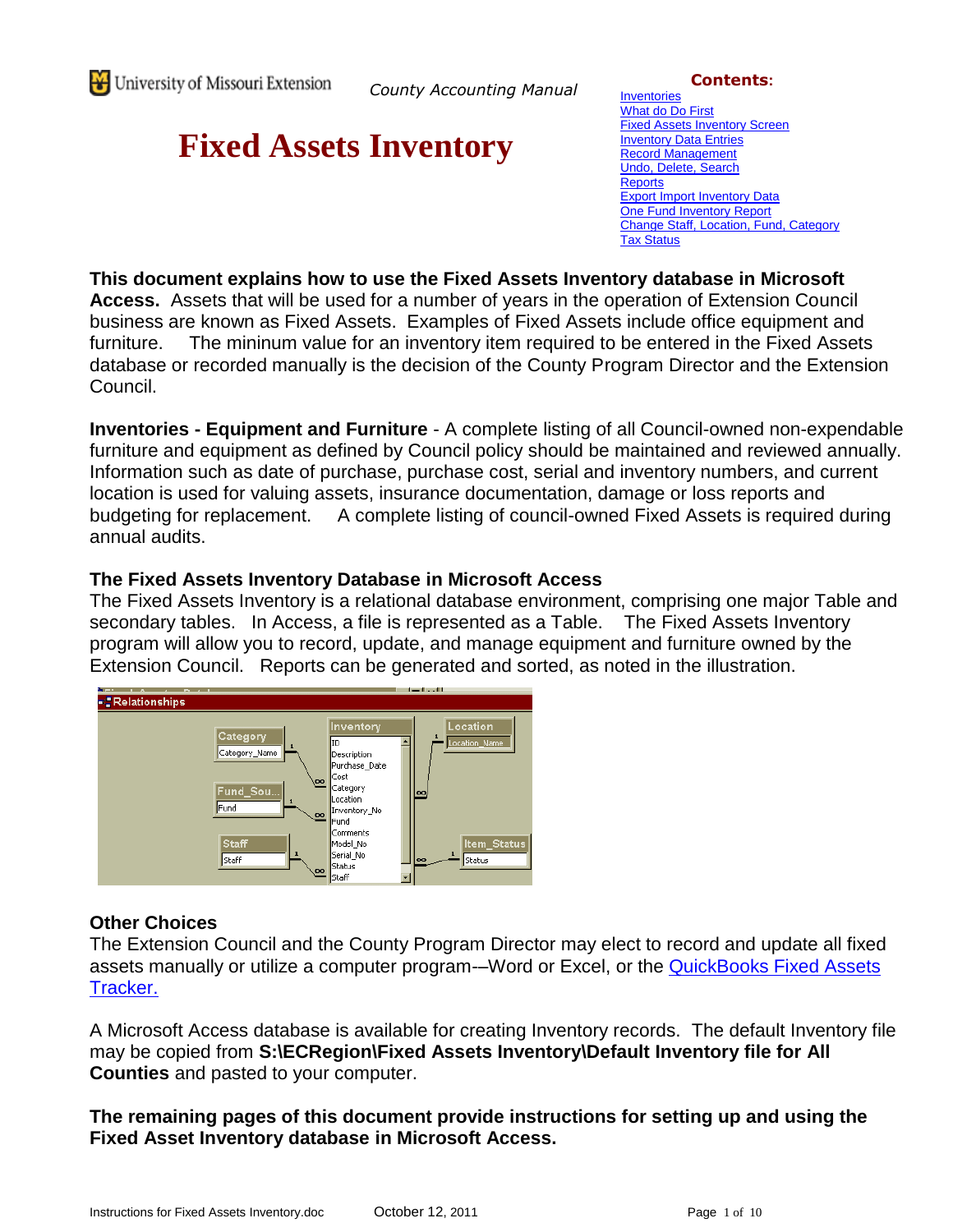University of Missouri Extension — *County Accounting Manual*

# Fixed Assets Inventory

**Contents:**

- [Inventories]
- [What do Do First]
- [Fixed Assets Inventory Screen]
- [Inventory Data Entries]
- [Record Management]
- [Undo, Delete, Search]
- [Reports]
- [Export Import Inventory Data]
- [One Fund Inventory Report]
- [Change Staff, Location, Fund, Category]
- [Tax Status]

**This document explains how to use the Fixed Assets Inventory database in Microsoft Access.** Assets that will be used for a number of years in the operation of Extension Council business are known as Fixed Assets. Examples of Fixed Assets include office equipment and furniture. The mininum value for an inventory item required to be entered in the Fixed Assets database or recorded manually is the decision of the County Program Director and the Extension Council.

**Inventories - Equipment and Furniture** - A complete listing of all Council-owned non-expendable furniture and equipment as defined by Council policy should be maintained and reviewed annually. Information such as date of purchase, purchase cost, serial and inventory numbers, and current location is used for valuing assets, insurance documentation, damage or loss reports and budgeting for replacement. A complete listing of council-owned Fixed Assets is required during annual audits.

### The Fixed Assets Inventory Database in Microsoft Access

The Fixed Assets Inventory is a relational database environment, comprising one major Table and secondary tables. In Access, a file is represented as a Table. The Fixed Assets Inventory program will allow you to record, update, and manage equipment and furniture owned by the Extension Council. Reports can be generated and sorted, as noted in the illustration.

Relationships

Category: Category_Name; Fund_Sou...: Fund; Staff: Staff; Inventory: ID, Description, Purchase_Date, Cost, Category, Location, Inventory_No, Fund, Comments, Model_No, Serial_No, Status, Staff; Location: Location_Name; Item_Status: Status

### Other Choices

The Extension Council and the County Program Director may elect to record and update all fixed assets manually or utilize a computer program-–Word or Excel, or the [QuickBooks Fixed Assets Tracker.]

A Microsoft Access database is available for creating Inventory records. The default Inventory file may be copied from **S:\ECRegion\Fixed Assets Inventory\Default Inventory file for All Counties** and pasted to your computer.

**The remaining pages of this document provide instructions for setting up and using the Fixed Asset Inventory database in Microsoft Access.**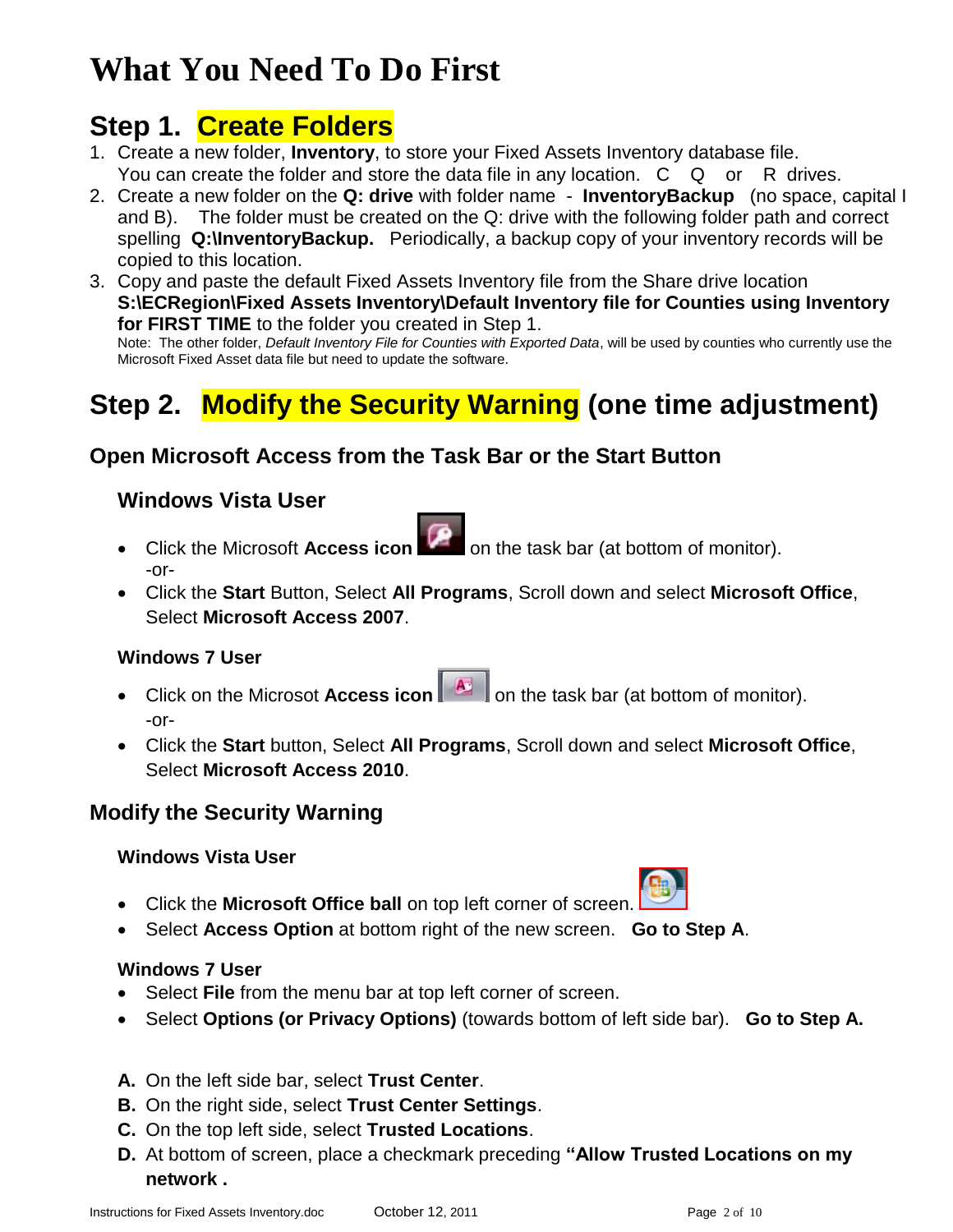# What You Need To Do First

## Step 1. Create Folders

1. Create a new folder, **Inventory**, to store your Fixed Assets Inventory database file. You can create the folder and store the data file in any location. C Q or R drives.
2. Create a new folder on the **Q: drive** with folder name - **InventoryBackup** (no space, capital I and B). The folder must be created on the Q: drive with the following folder path and correct spelling **Q:\InventoryBackup.** Periodically, a backup copy of your inventory records will be copied to this location.
3. Copy and paste the default Fixed Assets Inventory file from the Share drive location **S:\ECRegion\Fixed Assets Inventory\Default Inventory file for Counties using Inventory for FIRST TIME** to the folder you created in Step 1.
   Note: The other folder, *Default Inventory File for Counties with Exported Data*, will be used by counties who currently use the Microsoft Fixed Asset data file but need to update the software.

## Step 2. Modify the Security Warning (one time adjustment)

### Open Microsoft Access from the Task Bar or the Start Button

#### Windows Vista User

- Click the Microsoft **Access icon** on the task bar (at bottom of monitor).
  -or-
- Click the **Start** Button, Select **All Programs**, Scroll down and select **Microsoft Office**, Select **Microsoft Access 2007**.

#### Windows 7 User

- Click on the Microsot **Access icon** on the task bar (at bottom of monitor).
  -or-
- Click the **Start** button, Select **All Programs**, Scroll down and select **Microsoft Office**, Select **Microsoft Access 2010**.

### Modify the Security Warning

#### Windows Vista User

- Click the **Microsoft Office ball** on top left corner of screen.
- Select **Access Option** at bottom right of the new screen. **Go to Step A**.

#### Windows 7 User

- Select **File** from the menu bar at top left corner of screen.
- Select **Options (or Privacy Options)** (towards bottom of left side bar). **Go to Step A.**

**A.** On the left side bar, select **Trust Center**.
**B.** On the right side, select **Trust Center Settings**.
**C.** On the top left side, select **Trusted Locations**.
**D.** At bottom of screen, place a checkmark preceding **"Allow Trusted Locations on my network .**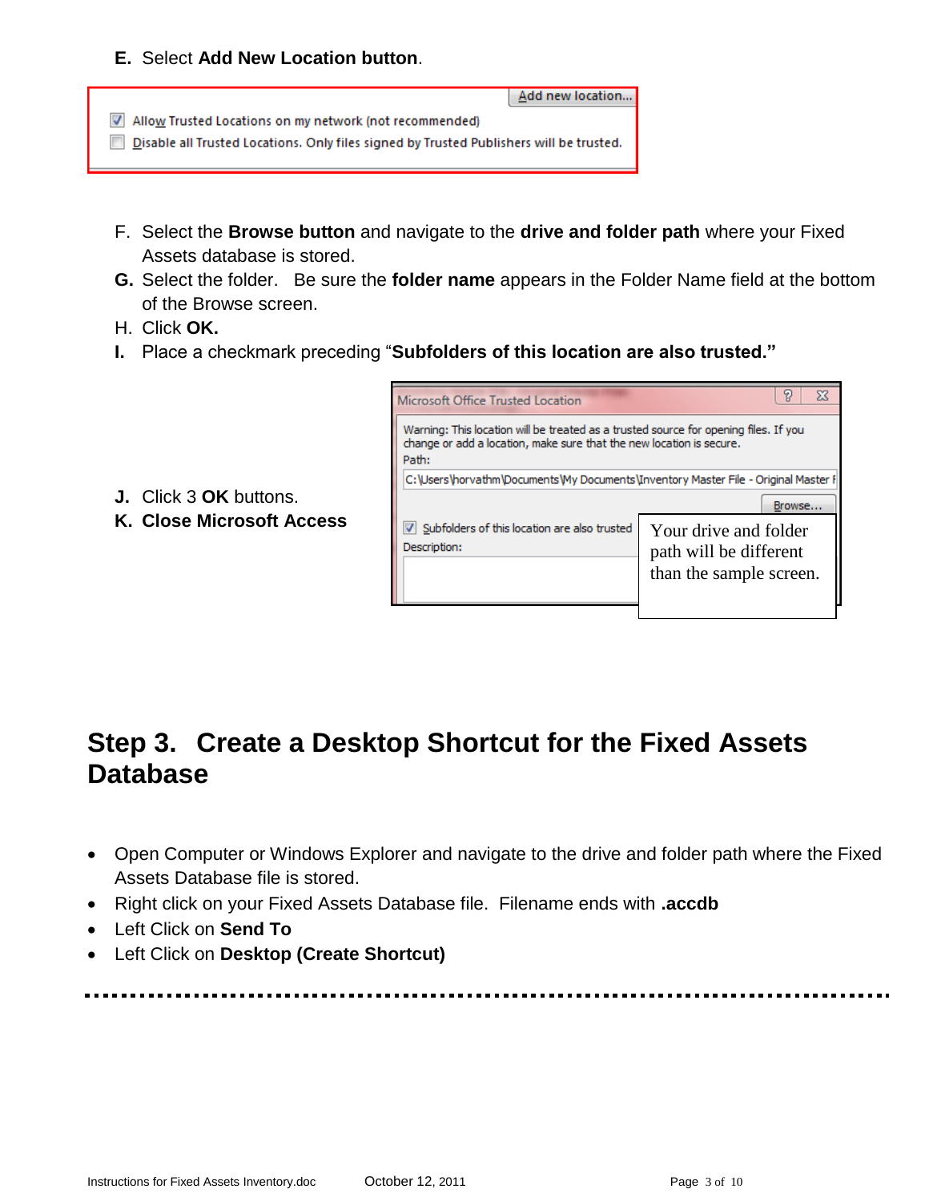**E.** Select **Add New Location button**.

Add new location...

Allow Trusted Locations on my network (not recommended)

Disable all Trusted Locations. Only files signed by Trusted Publishers will be trusted.

F. Select the **Browse button** and navigate to the **drive and folder path** where your Fixed Assets database is stored.

**G.** Select the folder. Be sure the **folder name** appears in the Folder Name field at the bottom of the Browse screen.

H. Click **OK.**

**I.** Place a checkmark preceding "**Subfolders of this location are also trusted.**"

**J.** Click 3 **OK** buttons.

**K. Close Microsoft Access**

Microsoft Office Trusted Location

Warning: This location will be treated as a trusted source for opening files. If you change or add a location, make sure that the new location is secure.

Path:

C:\Users\horvathm\Documents\My Documents\Inventory Master File - Original Master F

Browse...

Subfolders of this location are also trusted

Description:

Your drive and folder path will be different than the sample screen.

## Step 3. Create a Desktop Shortcut for the Fixed Assets Database

- Open Computer or Windows Explorer and navigate to the drive and folder path where the Fixed Assets Database file is stored.
- Right click on your Fixed Assets Database file. Filename ends with **.accdb**
- Left Click on **Send To**
- Left Click on **Desktop (Create Shortcut)**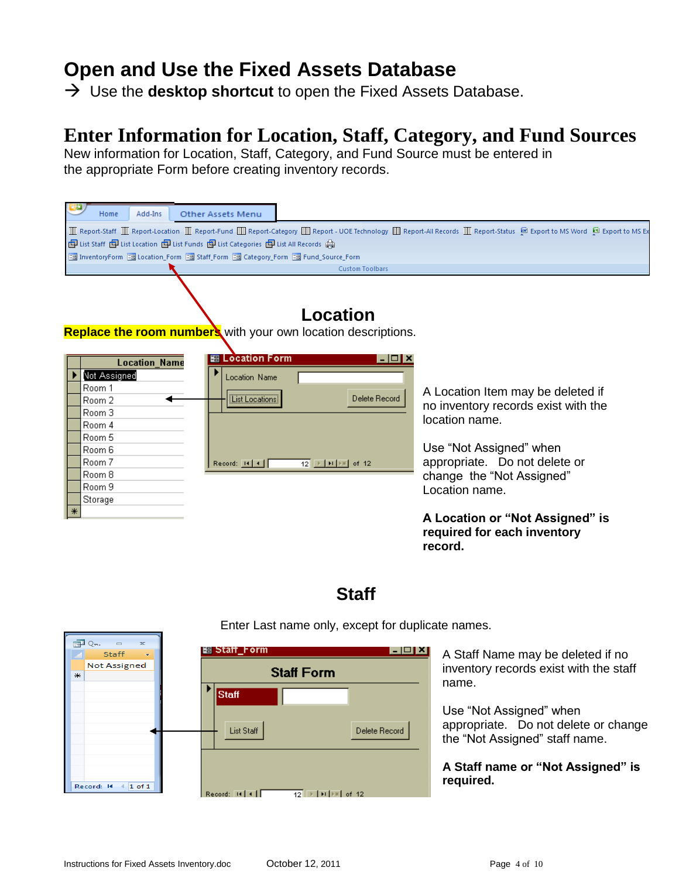# Open and Use the Fixed Assets Database

→ Use the **desktop shortcut** to open the Fixed Assets Database.

# Enter Information for Location, Staff, Category, and Fund Sources

New information for Location, Staff, Category, and Fund Source must be entered in the appropriate Form before creating inventory records.

## Location

**Replace the room numbers** with your own location descriptions.

A Location Item may be deleted if no inventory records exist with the location name.

Use "Not Assigned" when appropriate. Do not delete or change the "Not Assigned" Location name.

**A Location or "Not Assigned" is required for each inventory record.**

## Staff

Enter Last name only, except for duplicate names.

A Staff Name may be deleted if no inventory records exist with the staff name.

Use "Not Assigned" when appropriate. Do not delete or change the "Not Assigned" staff name.

**A Staff name or "Not Assigned" is required.**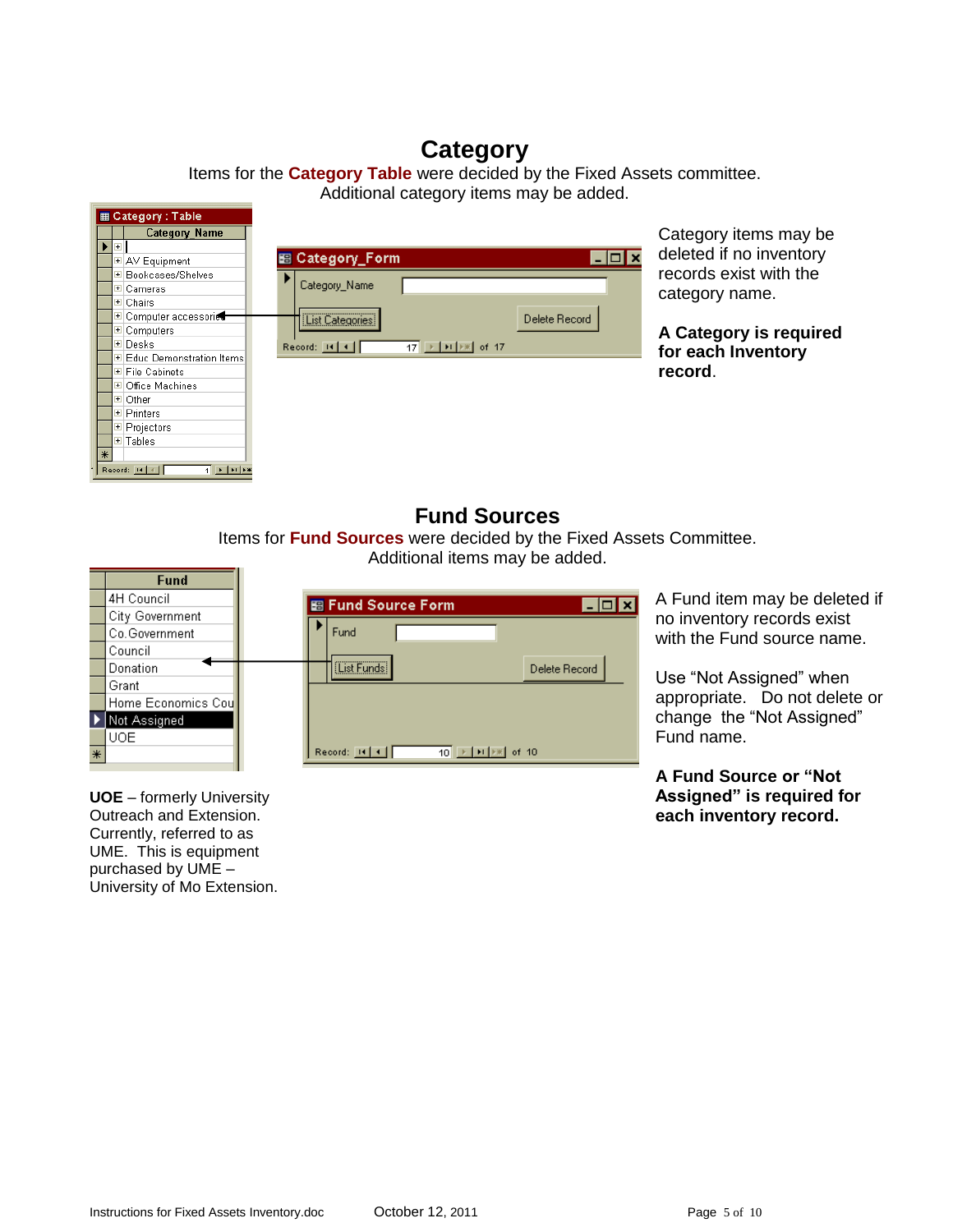# Category

Items for the **Category Table** were decided by the Fixed Assets committee. Additional category items may be added.

| Category Name |
| --- |
| AV Equipment |
| Bookcases/Shelves |
| Cameras |
| Chairs |
| Computer accessories |
| Computers |
| Desks |
| Educ Demonstration Items |
| File Cabinets |
| Office Machines |
| Other |
| Printers |
| Projectors |
| Tables |

Category_Form

Category_Name

List Categories | Delete Record

Record: 17 of 17

Category items may be deleted if no inventory records exist with the category name.

**A Category is required for each Inventory record**.

# Fund Sources

Items for **Fund Sources** were decided by the Fixed Assets Committee. Additional items may be added.

| Fund |
| --- |
| 4H Council |
| City Government |
| Co.Government |
| Council |
| Donation |
| Grant |
| Home Economics Cou |
| Not Assigned |
| UOE |

Fund Source Form

Fund

List Funds | Delete Record

Record: 10 of 10

A Fund item may be deleted if no inventory records exist with the Fund source name.

Use "Not Assigned" when appropriate. Do not delete or change the "Not Assigned" Fund name.

**A Fund Source or "Not Assigned" is required for each inventory record.**

**UOE** – formerly University Outreach and Extension. Currently, referred to as UME. This is equipment purchased by UME – University of Mo Extension.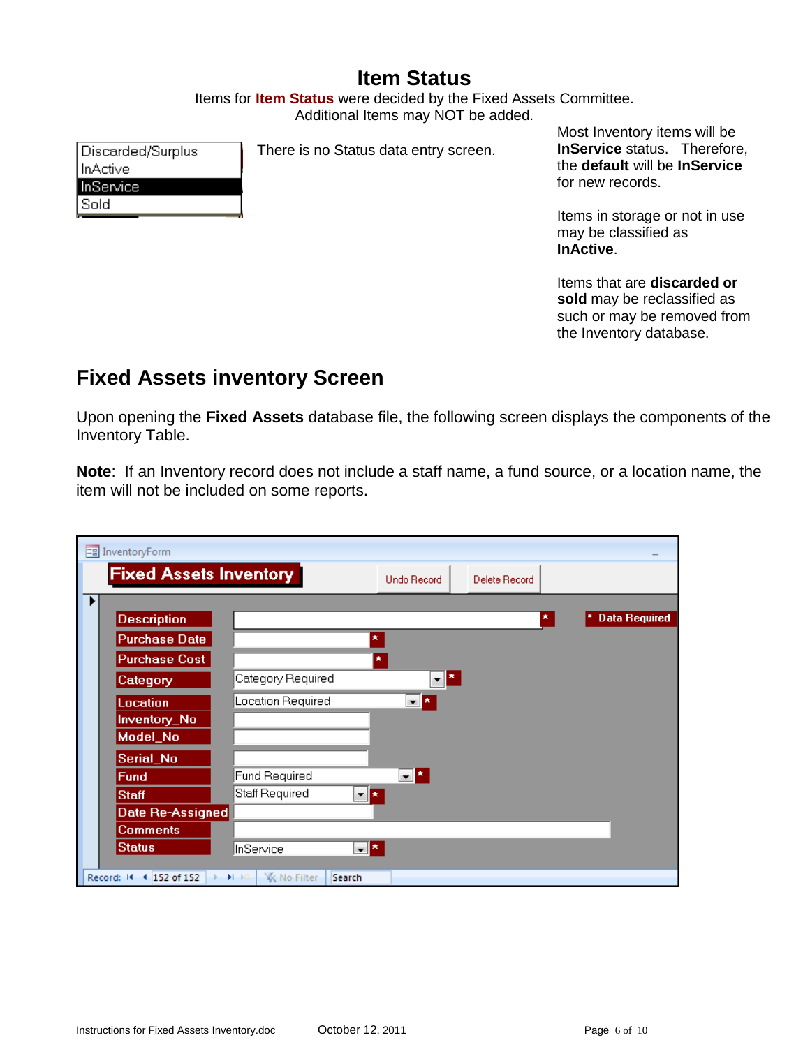# Item Status

Items for **Item Status** were decided by the Fixed Assets Committee.
Additional Items may NOT be added.

Discarded/Surplus
InActive
InService
Sold

There is no Status data entry screen.

Most Inventory items will be **InService** status. Therefore, the **default** will be **InService** for new records.

Items in storage or not in use may be classified as **InActive**.

Items that are **discarded or sold** may be reclassified as such or may be removed from the Inventory database.

## Fixed Assets inventory Screen

Upon opening the **Fixed Assets** database file, the following screen displays the components of the Inventory Table.

**Note**: If an Inventory record does not include a staff name, a fund source, or a location name, the item will not be included on some reports.

InventoryForm

**Fixed Assets Inventory** | Undo Record | Delete Record

\* Data Required

| Field | Value | Required |
|---|---|---|
| Description | | * |
| Purchase Date | | * |
| Purchase Cost | | * |
| Category | Category Required | * |
| Location | Location Required | * |
| Inventory_No | | |
| Model_No | | |
| Serial_No | | |
| Fund | Fund Required | * |
| Staff | Staff Required | * |
| Date Re-Assigned | | |
| Comments | | |
| Status | InService | * |

Record: 152 of 152 | No Filter | Search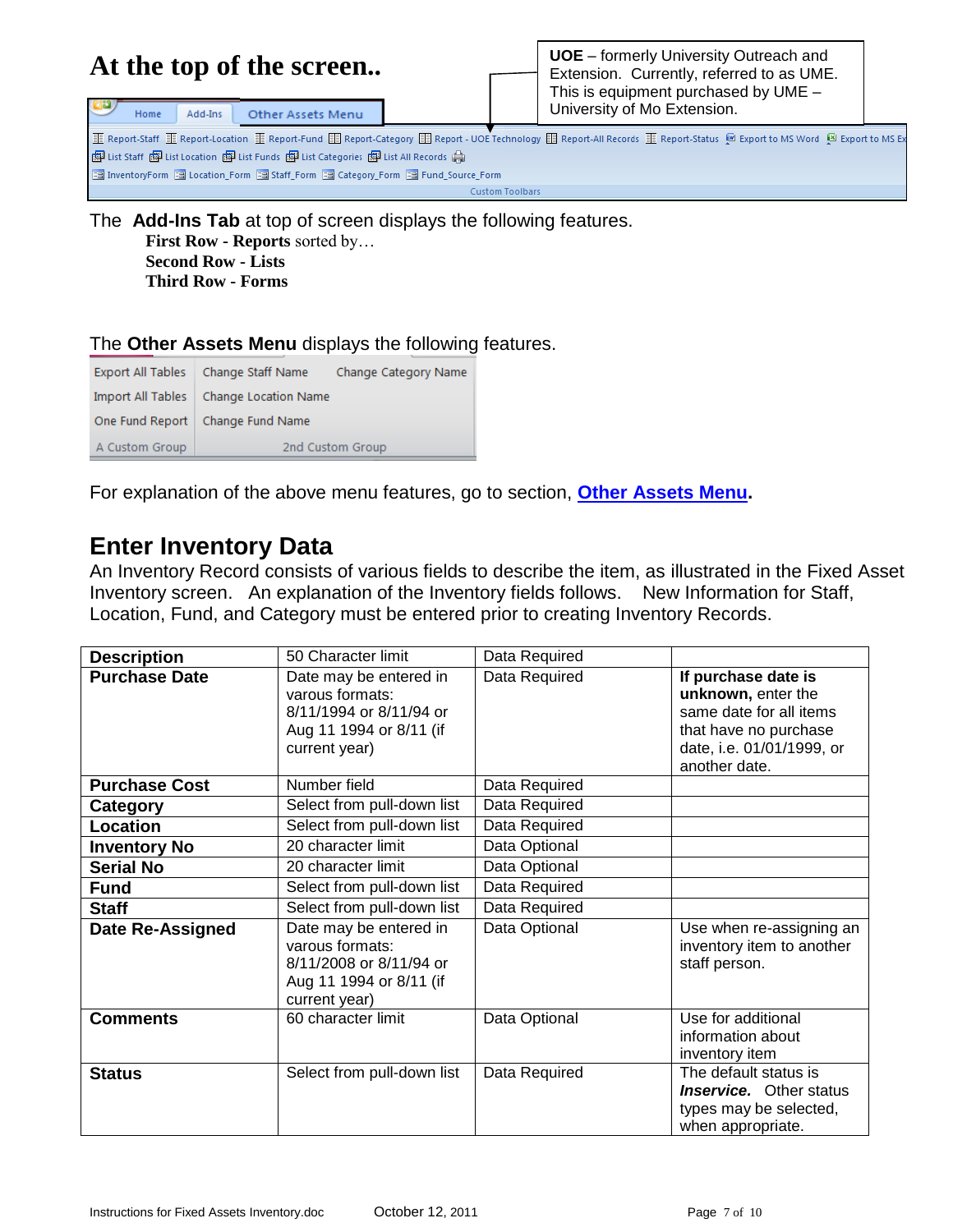# At the top of the screen..

UOE – formerly University Outreach and Extension. Currently, referred to as UME. This is equipment purchased by UME – University of Mo Extension.

Home | Add-Ins | Other Assets Menu

Report-Staff | Report-Location | Report-Fund | Report-Category | Report - UOE Technology | Report-All Records | Report-Status | Export to MS Word | Export to MS Ex

List Staff | List Location | List Funds | List Categories | List All Records

InventoryForm | Location_Form | Staff_Form | Category_Form | Fund_Source_Form

Custom Toolbars

The **Add-Ins Tab** at top of screen displays the following features.

**First Row - Reports** sorted by…
**Second Row - Lists**
**Third Row - Forms**

The **Other Assets Menu** displays the following features.

| Export All Tables | Change Staff Name | Change Category Name |
|---|---|---|
| Import All Tables | Change Location Name | |
| One Fund Report | Change Fund Name | |
| A Custom Group | 2nd Custom Group | |

For explanation of the above menu features, go to section, **Other Assets Menu**.

## Enter Inventory Data

An Inventory Record consists of various fields to describe the item, as illustrated in the Fixed Asset Inventory screen. An explanation of the Inventory fields follows. New Information for Staff, Location, Fund, and Category must be entered prior to creating Inventory Records.

| **Description** | 50 Character limit | Data Required | |
|---|---|---|---|
| **Purchase Date** | Date may be entered in varous formats: 8/11/1994 or 8/11/94 or Aug 11 1994 or 8/11 (if current year) | Data Required | **If purchase date is unknown,** enter the same date for all items that have no purchase date, i.e. 01/01/1999, or another date. |
| **Purchase Cost** | Number field | Data Required | |
| **Category** | Select from pull-down list | Data Required | |
| **Location** | Select from pull-down list | Data Required | |
| **Inventory No** | 20 character limit | Data Optional | |
| **Serial No** | 20 character limit | Data Optional | |
| **Fund** | Select from pull-down list | Data Required | |
| **Staff** | Select from pull-down list | Data Required | |
| **Date Re-Assigned** | Date may be entered in varous formats: 8/11/2008 or 8/11/94 or Aug 11 1994 or 8/11 (if current year) | Data Optional | Use when re-assigning an inventory item to another staff person. |
| **Comments** | 60 character limit | Data Optional | Use for additional information about inventory item |
| **Status** | Select from pull-down list | Data Required | The default status is ***Inservice.*** Other status types may be selected, when appropriate. |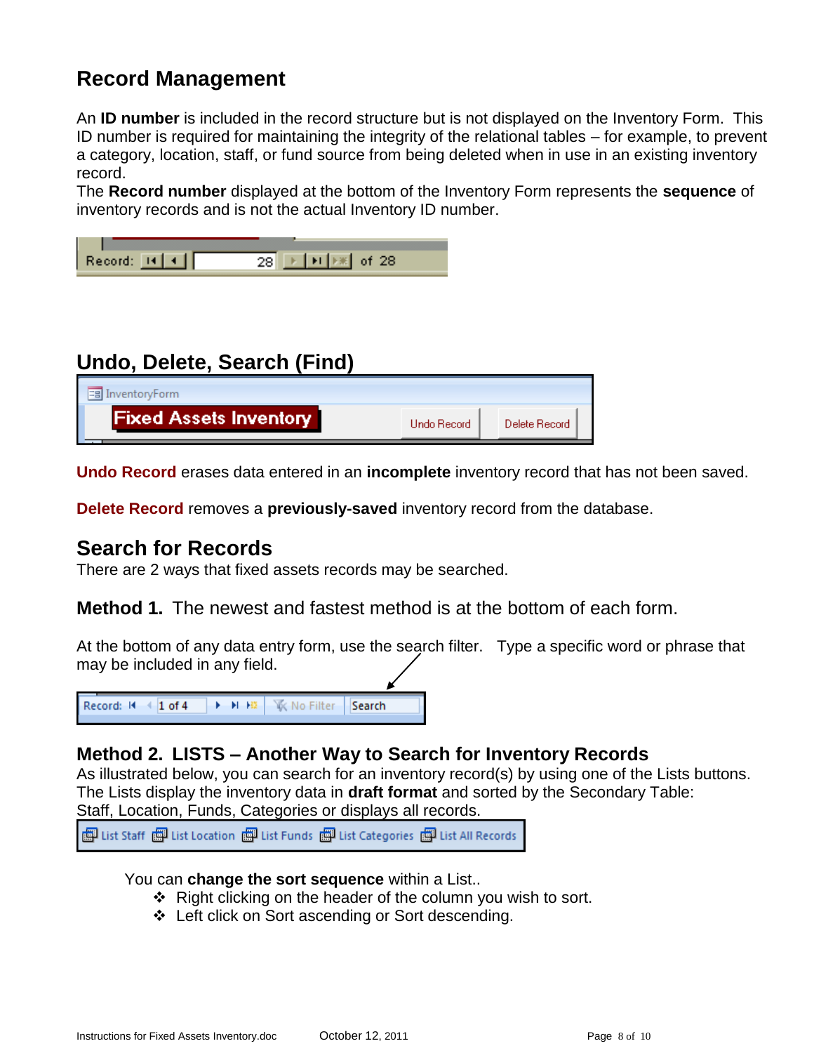## Record Management

An **ID number** is included in the record structure but is not displayed on the Inventory Form. This ID number is required for maintaining the integrity of the relational tables – for example, to prevent a category, location, staff, or fund source from being deleted when in use in an existing inventory record.

The **Record number** displayed at the bottom of the Inventory Form represents the **sequence** of inventory records and is not the actual Inventory ID number.

## Undo, Delete, Search (Find)

**Undo Record** erases data entered in an **incomplete** inventory record that has not been saved.

**Delete Record** removes a **previously-saved** inventory record from the database.

## Search for Records

There are 2 ways that fixed assets records may be searched.

### **Method 1.** The newest and fastest method is at the bottom of each form.

At the bottom of any data entry form, use the search filter. Type a specific word or phrase that may be included in any field.

### Method 2. LISTS – Another Way to Search for Inventory Records

As illustrated below, you can search for an inventory record(s) by using one of the Lists buttons. The Lists display the inventory data in **draft format** and sorted by the Secondary Table: Staff, Location, Funds, Categories or displays all records.

You can **change the sort sequence** within a List..

- Right clicking on the header of the column you wish to sort.
- Left click on Sort ascending or Sort descending.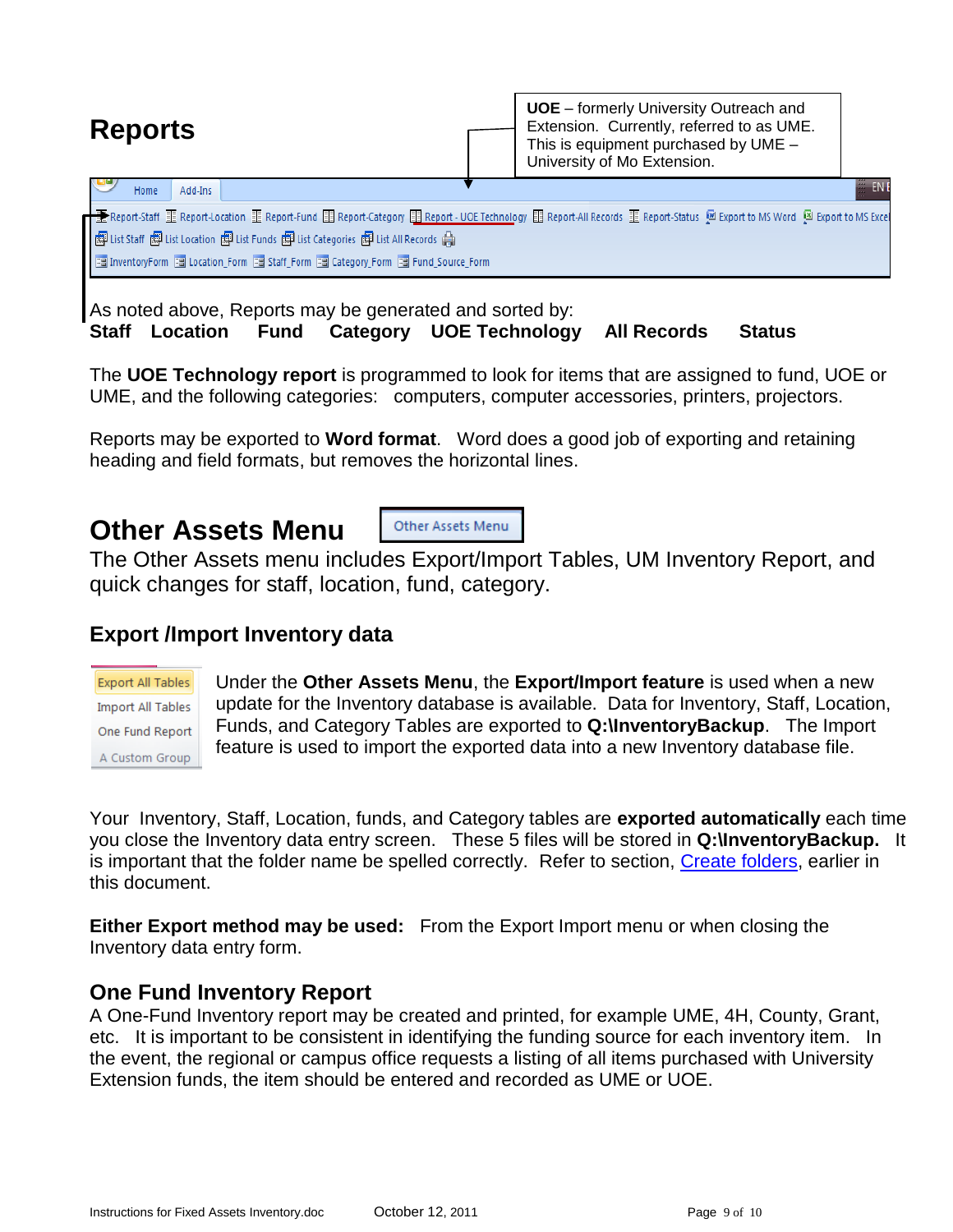# Reports

**UOE** – formerly University Outreach and Extension. Currently, referred to as UME. This is equipment purchased by UME – University of Mo Extension.

Home | Add-Ins

Report-Staff | Report-Location | Report-Fund | Report-Category | Report - UOE Technology | Report-All Records | Report-Status | Export to MS Word | Export to MS Excel

List Staff | List Location | List Funds | List Categories | List All Records

InventoryForm | Location_Form | Staff_Form | Category_Form | Fund_Source_Form

As noted above, Reports may be generated and sorted by:
**Staff Location Fund Category UOE Technology All Records Status**

The **UOE Technology report** is programmed to look for items that are assigned to fund, UOE or UME, and the following categories: computers, computer accessories, printers, projectors.

Reports may be exported to **Word format**. Word does a good job of exporting and retaining heading and field formats, but removes the horizontal lines.

# Other Assets Menu

Other Assets Menu

The Other Assets menu includes Export/Import Tables, UM Inventory Report, and quick changes for staff, location, fund, category.

## Export /Import Inventory data

Export All Tables
Import All Tables
One Fund Report
A Custom Group

Under the **Other Assets Menu**, the **Export/Import feature** is used when a new update for the Inventory database is available. Data for Inventory, Staff, Location, Funds, and Category Tables are exported to **Q:\InventoryBackup**. The Import feature is used to import the exported data into a new Inventory database file.

Your Inventory, Staff, Location, funds, and Category tables are **exported automatically** each time you close the Inventory data entry screen. These 5 files will be stored in **Q:\InventoryBackup.** It is important that the folder name be spelled correctly. Refer to section, Create folders, earlier in this document.

**Either Export method may be used:** From the Export Import menu or when closing the Inventory data entry form.

## One Fund Inventory Report

A One-Fund Inventory report may be created and printed, for example UME, 4H, County, Grant, etc. It is important to be consistent in identifying the funding source for each inventory item. In the event, the regional or campus office requests a listing of all items purchased with University Extension funds, the item should be entered and recorded as UME or UOE.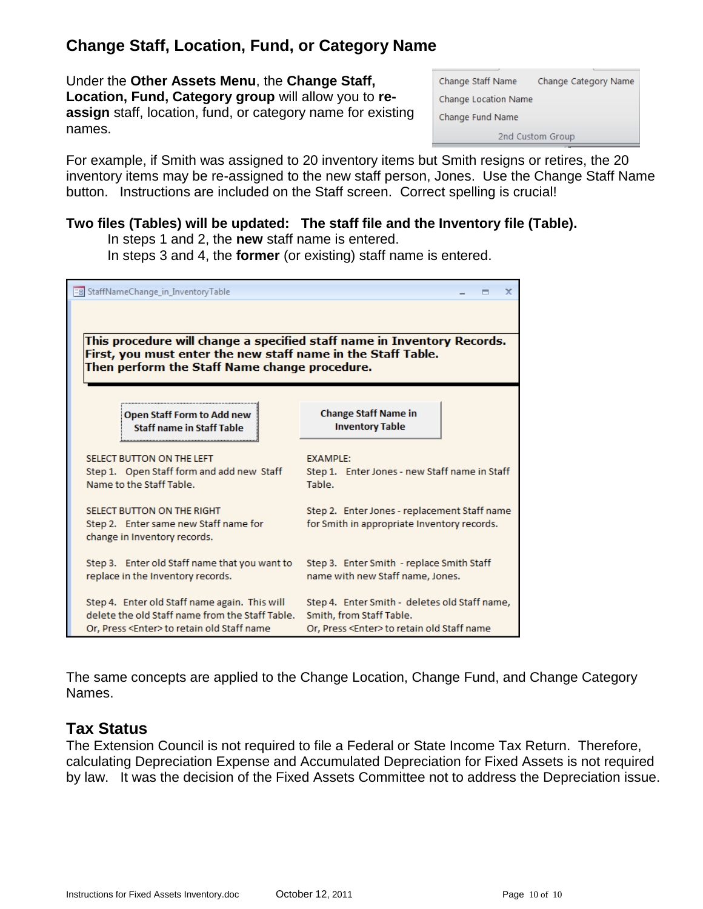## Change Staff, Location, Fund, or Category Name

Under the **Other Assets Menu**, the **Change Staff, Location, Fund, Category group** will allow you to **re-assign** staff, location, fund, or category name for existing names.

Change Staff Name
Change Category Name
Change Location Name
Change Fund Name
2nd Custom Group

For example, if Smith was assigned to 20 inventory items but Smith resigns or retires, the 20 inventory items may be re-assigned to the new staff person, Jones. Use the Change Staff Name button. Instructions are included on the Staff screen. Correct spelling is crucial!

**Two files (Tables) will be updated: The staff file and the Inventory file (Table).**

In steps 1 and 2, the **new** staff name is entered.
In steps 3 and 4, the **former** (or existing) staff name is entered.

StaffNameChange_in_InventoryTable

**This procedure will change a specified staff name in Inventory Records.**
**First, you must enter the new staff name in the Staff Table.**
**Then perform the Staff Name change procedure.**

| Open Staff Form to Add new Staff name in Staff Table | Change Staff Name in Inventory Table |
|---|---|
| SELECT BUTTON ON THE LEFT<br>Step 1. Open Staff form and add new Staff Name to the Staff Table. | EXAMPLE:<br>Step 1. Enter Jones - new Staff name in Staff Table. |
| SELECT BUTTON ON THE RIGHT<br>Step 2. Enter same new Staff name for change in Inventory records. | Step 2. Enter Jones - replacement Staff name for Smith in appropriate Inventory records. |
| Step 3. Enter old Staff name that you want to replace in the Inventory records. | Step 3. Enter Smith - replace Smith Staff name with new Staff name, Jones. |
| Step 4. Enter old Staff name again. This will delete the old Staff name from the Staff Table. Or, Press <Enter> to retain old Staff name | Step 4. Enter Smith - deletes old Staff name, Smith, from Staff Table. Or, Press <Enter> to retain old Staff name |

The same concepts are applied to the Change Location, Change Fund, and Change Category Names.

## Tax Status

The Extension Council is not required to file a Federal or State Income Tax Return. Therefore, calculating Depreciation Expense and Accumulated Depreciation for Fixed Assets is not required by law. It was the decision of the Fixed Assets Committee not to address the Depreciation issue.